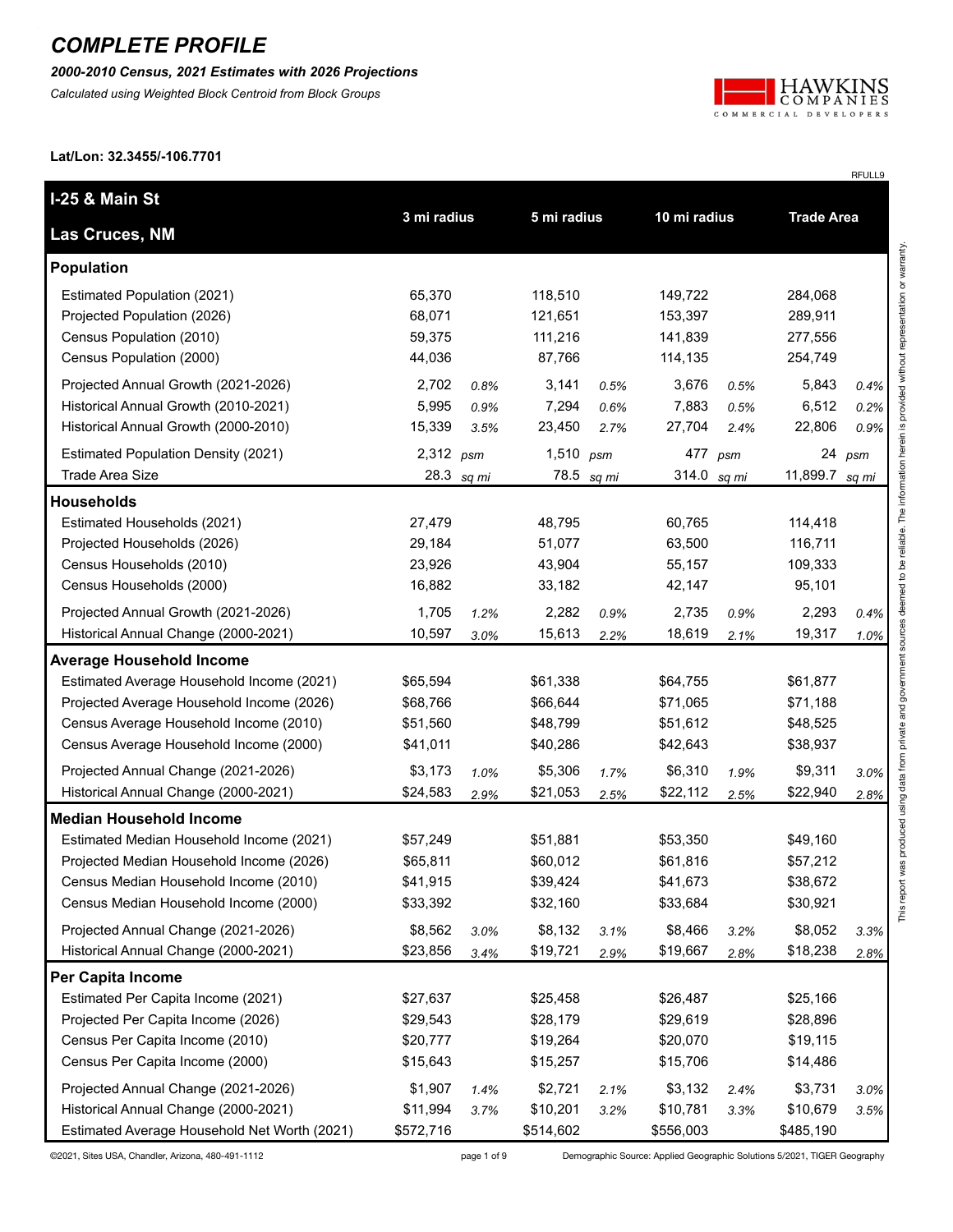# COMPLETE PROFILE

***2000-2010 Census, 2021 Estimates with 2026 Projections***

*Calculated using Weighted Block Centroid from Block Groups*

**Lat/Lon: 32.3455/-106.7701**

RFULL9

| I-25 & Main St<br>Las Cruces, NM | 3 mi radius | | 5 mi radius | | 10 mi radius | | Trade Area | |
|---|---|---|---|---|---|---|---|---|
| **Population** | | | | | | | | |
| Estimated Population (2021) | 65,370 | | 118,510 | | 149,722 | | 284,068 | |
| Projected Population (2026) | 68,071 | | 121,651 | | 153,397 | | 289,911 | |
| Census Population (2010) | 59,375 | | 111,216 | | 141,839 | | 277,556 | |
| Census Population (2000) | 44,036 | | 87,766 | | 114,135 | | 254,749 | |
| Projected Annual Growth (2021-2026) | 2,702 | *0.8%* | 3,141 | *0.5%* | 3,676 | *0.5%* | 5,843 | *0.4%* |
| Historical Annual Growth (2010-2021) | 5,995 | *0.9%* | 7,294 | *0.6%* | 7,883 | *0.5%* | 6,512 | *0.2%* |
| Historical Annual Growth (2000-2010) | 15,339 | *3.5%* | 23,450 | *2.7%* | 27,704 | *2.4%* | 22,806 | *0.9%* |
| Estimated Population Density (2021) | 2,312 | *psm* | 1,510 | *psm* | 477 | *psm* | 24 | *psm* |
| Trade Area Size | 28.3 | *sq mi* | 78.5 | *sq mi* | 314.0 | *sq mi* | 11,899.7 | *sq mi* |
| **Households** | | | | | | | | |
| Estimated Households (2021) | 27,479 | | 48,795 | | 60,765 | | 114,418 | |
| Projected Households (2026) | 29,184 | | 51,077 | | 63,500 | | 116,711 | |
| Census Households (2010) | 23,926 | | 43,904 | | 55,157 | | 109,333 | |
| Census Households (2000) | 16,882 | | 33,182 | | 42,147 | | 95,101 | |
| Projected Annual Growth (2021-2026) | 1,705 | *1.2%* | 2,282 | *0.9%* | 2,735 | *0.9%* | 2,293 | *0.4%* |
| Historical Annual Change (2000-2021) | 10,597 | *3.0%* | 15,613 | *2.2%* | 18,619 | *2.1%* | 19,317 | *1.0%* |
| **Average Household Income** | | | | | | | | |
| Estimated Average Household Income (2021) | $65,594 | | $61,338 | | $64,755 | | $61,877 | |
| Projected Average Household Income (2026) | $68,766 | | $66,644 | | $71,065 | | $71,188 | |
| Census Average Household Income (2010) | $51,560 | | $48,799 | | $51,612 | | $48,525 | |
| Census Average Household Income (2000) | $41,011 | | $40,286 | | $42,643 | | $38,937 | |
| Projected Annual Change (2021-2026) | $3,173 | *1.0%* | $5,306 | *1.7%* | $6,310 | *1.9%* | $9,311 | *3.0%* |
| Historical Annual Change (2000-2021) | $24,583 | *2.9%* | $21,053 | *2.5%* | $22,112 | *2.5%* | $22,940 | *2.8%* |
| **Median Household Income** | | | | | | | | |
| Estimated Median Household Income (2021) | $57,249 | | $51,881 | | $53,350 | | $49,160 | |
| Projected Median Household Income (2026) | $65,811 | | $60,012 | | $61,816 | | $57,212 | |
| Census Median Household Income (2010) | $41,915 | | $39,424 | | $41,673 | | $38,672 | |
| Census Median Household Income (2000) | $33,392 | | $32,160 | | $33,684 | | $30,921 | |
| Projected Annual Change (2021-2026) | $8,562 | *3.0%* | $8,132 | *3.1%* | $8,466 | *3.2%* | $8,052 | *3.3%* |
| Historical Annual Change (2000-2021) | $23,856 | *3.4%* | $19,721 | *2.9%* | $19,667 | *2.8%* | $18,238 | *2.8%* |
| **Per Capita Income** | | | | | | | | |
| Estimated Per Capita Income (2021) | $27,637 | | $25,458 | | $26,487 | | $25,166 | |
| Projected Per Capita Income (2026) | $29,543 | | $28,179 | | $29,619 | | $28,896 | |
| Census Per Capita Income (2010) | $20,777 | | $19,264 | | $20,070 | | $19,115 | |
| Census Per Capita Income (2000) | $15,643 | | $15,257 | | $15,706 | | $14,486 | |
| Projected Annual Change (2021-2026) | $1,907 | *1.4%* | $2,721 | *2.1%* | $3,132 | *2.4%* | $3,731 | *3.0%* |
| Historical Annual Change (2000-2021) | $11,994 | *3.7%* | $10,201 | *3.2%* | $10,781 | *3.3%* | $10,679 | *3.5%* |
| Estimated Average Household Net Worth (2021) | $572,716 | | $514,602 | | $556,003 | | $485,190 | |

This report was produced using data from private and government sources deemed to be reliable. The information herein is provided without representation or warranty.

©2021, Sites USA, Chandler, Arizona, 480-491-1112

Demographic Source: Applied Geographic Solutions 5/2021, TIGER Geography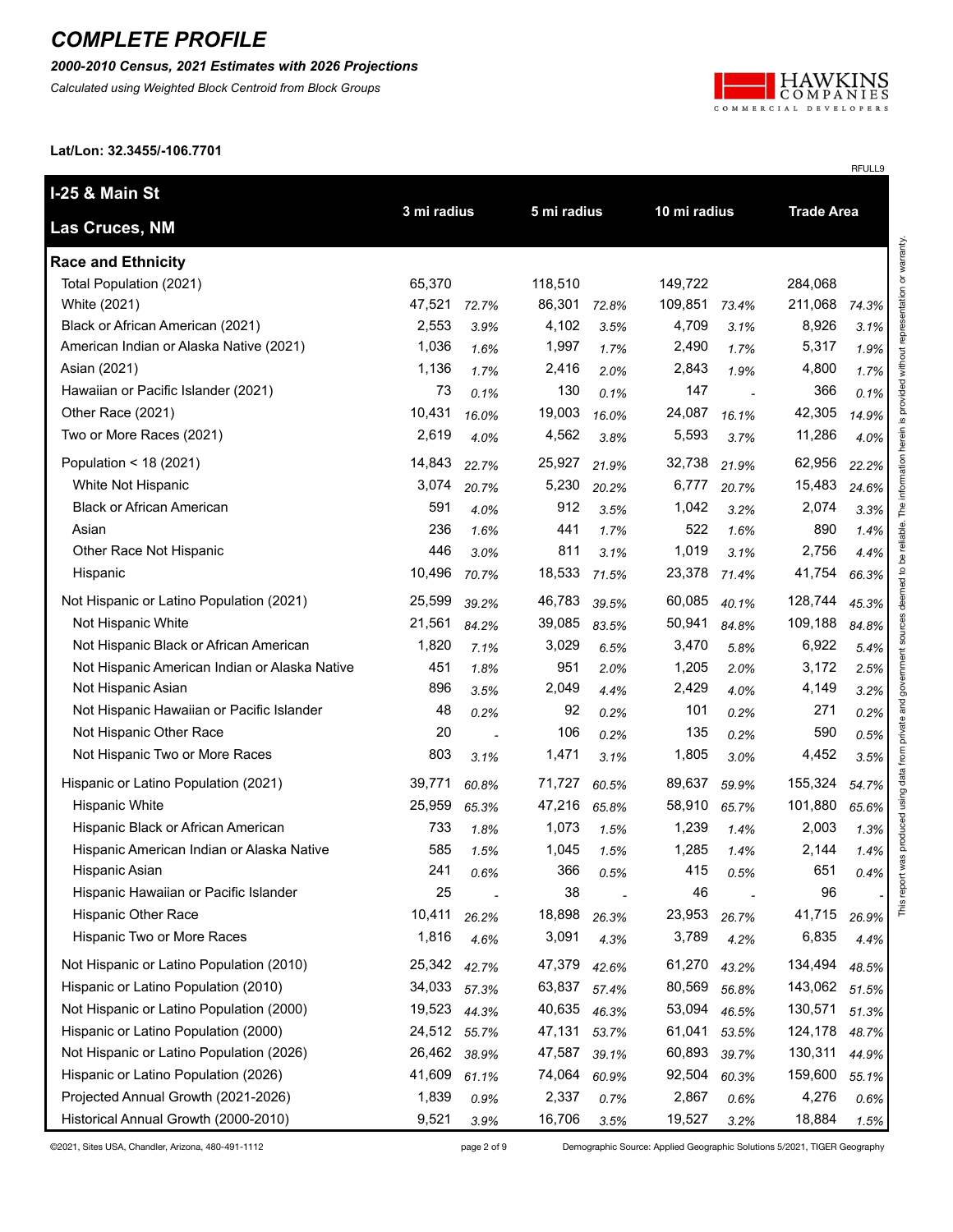# COMPLETE PROFILE

***2000-2010 Census, 2021 Estimates with 2026 Projections***

*Calculated using Weighted Block Centroid from Block Groups*

**Lat/Lon: 32.3455/-106.7701**

RFULL9

| **I-25 & Main St**<br>**Las Cruces, NM** | 3 mi radius | | 5 mi radius | | 10 mi radius | | Trade Area | |
|---|---|---|---|---|---|---|---|---|
| **Race and Ethnicity** | | | | | | | | |
| Total Population (2021) | 65,370 | | 118,510 | | 149,722 | | 284,068 | |
| White (2021) | 47,521 | *72.7%* | 86,301 | *72.8%* | 109,851 | *73.4%* | 211,068 | *74.3%* |
| Black or African American (2021) | 2,553 | *3.9%* | 4,102 | *3.5%* | 4,709 | *3.1%* | 8,926 | *3.1%* |
| American Indian or Alaska Native (2021) | 1,036 | *1.6%* | 1,997 | *1.7%* | 2,490 | *1.7%* | 5,317 | *1.9%* |
| Asian (2021) | 1,136 | *1.7%* | 2,416 | *2.0%* | 2,843 | *1.9%* | 4,800 | *1.7%* |
| Hawaiian or Pacific Islander (2021) | 73 | *0.1%* | 130 | *0.1%* | 147 | - | 366 | *0.1%* |
| Other Race (2021) | 10,431 | *16.0%* | 19,003 | *16.0%* | 24,087 | *16.1%* | 42,305 | *14.9%* |
| Two or More Races (2021) | 2,619 | *4.0%* | 4,562 | *3.8%* | 5,593 | *3.7%* | 11,286 | *4.0%* |
| Population < 18 (2021) | 14,843 | *22.7%* | 25,927 | *21.9%* | 32,738 | *21.9%* | 62,956 | *22.2%* |
| White Not Hispanic | 3,074 | *20.7%* | 5,230 | *20.2%* | 6,777 | *20.7%* | 15,483 | *24.6%* |
| Black or African American | 591 | *4.0%* | 912 | *3.5%* | 1,042 | *3.2%* | 2,074 | *3.3%* |
| Asian | 236 | *1.6%* | 441 | *1.7%* | 522 | *1.6%* | 890 | *1.4%* |
| Other Race Not Hispanic | 446 | *3.0%* | 811 | *3.1%* | 1,019 | *3.1%* | 2,756 | *4.4%* |
| Hispanic | 10,496 | *70.7%* | 18,533 | *71.5%* | 23,378 | *71.4%* | 41,754 | *66.3%* |
| Not Hispanic or Latino Population (2021) | 25,599 | *39.2%* | 46,783 | *39.5%* | 60,085 | *40.1%* | 128,744 | *45.3%* |
| Not Hispanic White | 21,561 | *84.2%* | 39,085 | *83.5%* | 50,941 | *84.8%* | 109,188 | *84.8%* |
| Not Hispanic Black or African American | 1,820 | *7.1%* | 3,029 | *6.5%* | 3,470 | *5.8%* | 6,922 | *5.4%* |
| Not Hispanic American Indian or Alaska Native | 451 | *1.8%* | 951 | *2.0%* | 1,205 | *2.0%* | 3,172 | *2.5%* |
| Not Hispanic Asian | 896 | *3.5%* | 2,049 | *4.4%* | 2,429 | *4.0%* | 4,149 | *3.2%* |
| Not Hispanic Hawaiian or Pacific Islander | 48 | *0.2%* | 92 | *0.2%* | 101 | *0.2%* | 271 | *0.2%* |
| Not Hispanic Other Race | 20 | - | 106 | *0.2%* | 135 | *0.2%* | 590 | *0.5%* |
| Not Hispanic Two or More Races | 803 | *3.1%* | 1,471 | *3.1%* | 1,805 | *3.0%* | 4,452 | *3.5%* |
| Hispanic or Latino Population (2021) | 39,771 | *60.8%* | 71,727 | *60.5%* | 89,637 | *59.9%* | 155,324 | *54.7%* |
| Hispanic White | 25,959 | *65.3%* | 47,216 | *65.8%* | 58,910 | *65.7%* | 101,880 | *65.6%* |
| Hispanic Black or African American | 733 | *1.8%* | 1,073 | *1.5%* | 1,239 | *1.4%* | 2,003 | *1.3%* |
| Hispanic American Indian or Alaska Native | 585 | *1.5%* | 1,045 | *1.5%* | 1,285 | *1.4%* | 2,144 | *1.4%* |
| Hispanic Asian | 241 | *0.6%* | 366 | *0.5%* | 415 | *0.5%* | 651 | *0.4%* |
| Hispanic Hawaiian or Pacific Islander | 25 | - | 38 | - | 46 | - | 96 | - |
| Hispanic Other Race | 10,411 | *26.2%* | 18,898 | *26.3%* | 23,953 | *26.7%* | 41,715 | *26.9%* |
| Hispanic Two or More Races | 1,816 | *4.6%* | 3,091 | *4.3%* | 3,789 | *4.2%* | 6,835 | *4.4%* |
| Not Hispanic or Latino Population (2010) | 25,342 | *42.7%* | 47,379 | *42.6%* | 61,270 | *43.2%* | 134,494 | *48.5%* |
| Hispanic or Latino Population (2010) | 34,033 | *57.3%* | 63,837 | *57.4%* | 80,569 | *56.8%* | 143,062 | *51.5%* |
| Not Hispanic or Latino Population (2000) | 19,523 | *44.3%* | 40,635 | *46.3%* | 53,094 | *46.5%* | 130,571 | *51.3%* |
| Hispanic or Latino Population (2000) | 24,512 | *55.7%* | 47,131 | *53.7%* | 61,041 | *53.5%* | 124,178 | *48.7%* |
| Not Hispanic or Latino Population (2026) | 26,462 | *38.9%* | 47,587 | *39.1%* | 60,893 | *39.7%* | 130,311 | *44.9%* |
| Hispanic or Latino Population (2026) | 41,609 | *61.1%* | 74,064 | *60.9%* | 92,504 | *60.3%* | 159,600 | *55.1%* |
| Projected Annual Growth (2021-2026) | 1,839 | *0.9%* | 2,337 | *0.7%* | 2,867 | *0.6%* | 4,276 | *0.6%* |
| Historical Annual Growth (2000-2010) | 9,521 | *3.9%* | 16,706 | *3.5%* | 19,527 | *3.2%* | 18,884 | *1.5%* |

This report was produced using data from private and government sources deemed to be reliable. The information herein is provided without representation or warranty.

©2021, Sites USA, Chandler, Arizona, 480-491-1112 Demographic Source: Applied Geographic Solutions 5/2021, TIGER Geography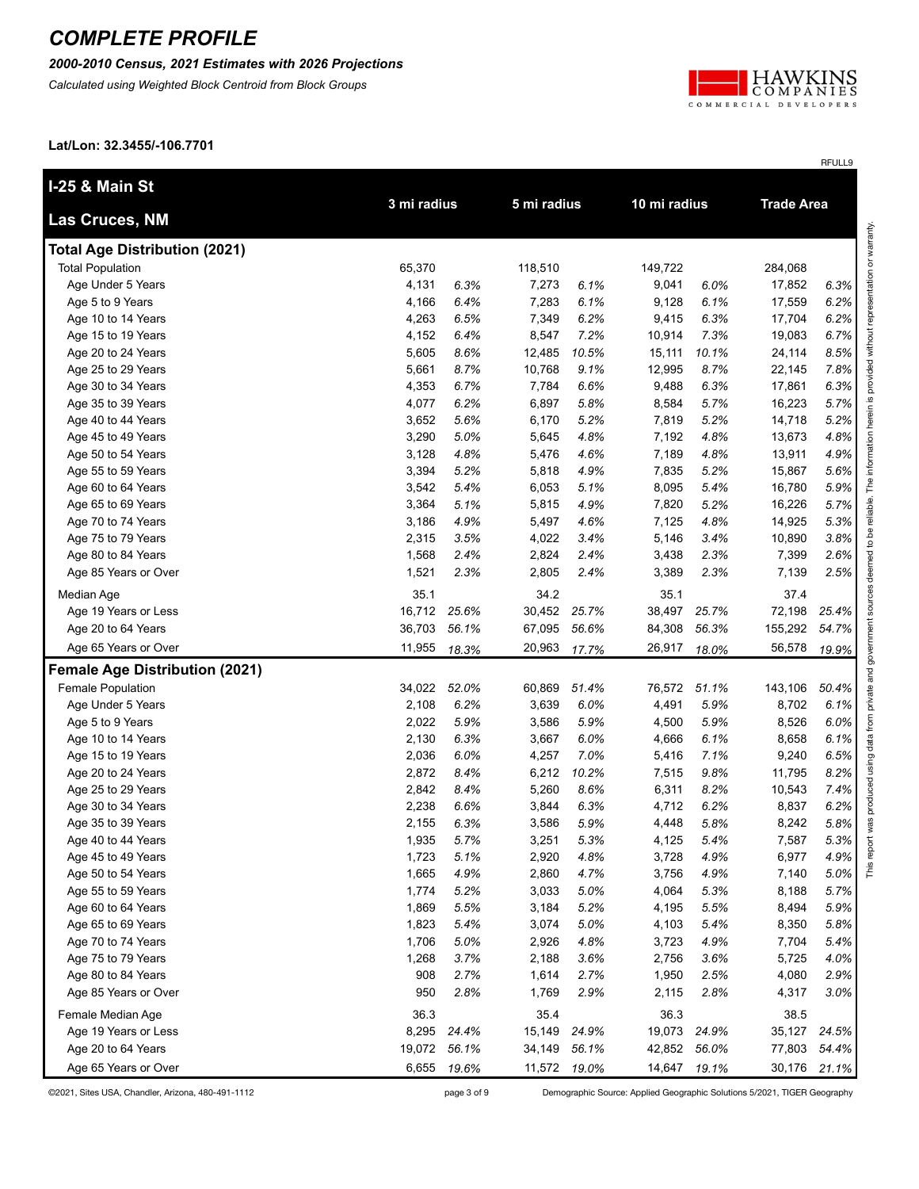# COMPLETE PROFILE

***2000-2010 Census, 2021 Estimates with 2026 Projections***

*Calculated using Weighted Block Centroid from Block Groups*

**Lat/Lon: 32.3455/-106.7701**

RFULL9

| **I-25 & Main St** <br> **Las Cruces, NM** | 3 mi radius | | 5 mi radius | | 10 mi radius | | Trade Area | |
|---|---|---|---|---|---|---|---|---|
| **Total Age Distribution (2021)** | | | | | | | | |
| Total Population | 65,370 | | 118,510 | | 149,722 | | 284,068 | |
| Age Under 5 Years | 4,131 | *6.3%* | 7,273 | *6.1%* | 9,041 | *6.0%* | 17,852 | *6.3%* |
| Age 5 to 9 Years | 4,166 | *6.4%* | 7,283 | *6.1%* | 9,128 | *6.1%* | 17,559 | *6.2%* |
| Age 10 to 14 Years | 4,263 | *6.5%* | 7,349 | *6.2%* | 9,415 | *6.3%* | 17,704 | *6.2%* |
| Age 15 to 19 Years | 4,152 | *6.4%* | 8,547 | *7.2%* | 10,914 | *7.3%* | 19,083 | *6.7%* |
| Age 20 to 24 Years | 5,605 | *8.6%* | 12,485 | *10.5%* | 15,111 | *10.1%* | 24,114 | *8.5%* |
| Age 25 to 29 Years | 5,661 | *8.7%* | 10,768 | *9.1%* | 12,995 | *8.7%* | 22,145 | *7.8%* |
| Age 30 to 34 Years | 4,353 | *6.7%* | 7,784 | *6.6%* | 9,488 | *6.3%* | 17,861 | *6.3%* |
| Age 35 to 39 Years | 4,077 | *6.2%* | 6,897 | *5.8%* | 8,584 | *5.7%* | 16,223 | *5.7%* |
| Age 40 to 44 Years | 3,652 | *5.6%* | 6,170 | *5.2%* | 7,819 | *5.2%* | 14,718 | *5.2%* |
| Age 45 to 49 Years | 3,290 | *5.0%* | 5,645 | *4.8%* | 7,192 | *4.8%* | 13,673 | *4.8%* |
| Age 50 to 54 Years | 3,128 | *4.8%* | 5,476 | *4.6%* | 7,189 | *4.8%* | 13,911 | *4.9%* |
| Age 55 to 59 Years | 3,394 | *5.2%* | 5,818 | *4.9%* | 7,835 | *5.2%* | 15,867 | *5.6%* |
| Age 60 to 64 Years | 3,542 | *5.4%* | 6,053 | *5.1%* | 8,095 | *5.4%* | 16,780 | *5.9%* |
| Age 65 to 69 Years | 3,364 | *5.1%* | 5,815 | *4.9%* | 7,820 | *5.2%* | 16,226 | *5.7%* |
| Age 70 to 74 Years | 3,186 | *4.9%* | 5,497 | *4.6%* | 7,125 | *4.8%* | 14,925 | *5.3%* |
| Age 75 to 79 Years | 2,315 | *3.5%* | 4,022 | *3.4%* | 5,146 | *3.4%* | 10,890 | *3.8%* |
| Age 80 to 84 Years | 1,568 | *2.4%* | 2,824 | *2.4%* | 3,438 | *2.3%* | 7,399 | *2.6%* |
| Age 85 Years or Over | 1,521 | *2.3%* | 2,805 | *2.4%* | 3,389 | *2.3%* | 7,139 | *2.5%* |
| Median Age | 35.1 | | 34.2 | | 35.1 | | 37.4 | |
| Age 19 Years or Less | 16,712 | *25.6%* | 30,452 | *25.7%* | 38,497 | *25.7%* | 72,198 | *25.4%* |
| Age 20 to 64 Years | 36,703 | *56.1%* | 67,095 | *56.6%* | 84,308 | *56.3%* | 155,292 | *54.7%* |
| Age 65 Years or Over | 11,955 | *18.3%* | 20,963 | *17.7%* | 26,917 | *18.0%* | 56,578 | *19.9%* |
| **Female Age Distribution (2021)** | | | | | | | | |
| Female Population | 34,022 | *52.0%* | 60,869 | *51.4%* | 76,572 | *51.1%* | 143,106 | *50.4%* |
| Age Under 5 Years | 2,108 | *6.2%* | 3,639 | *6.0%* | 4,491 | *5.9%* | 8,702 | *6.1%* |
| Age 5 to 9 Years | 2,022 | *5.9%* | 3,586 | *5.9%* | 4,500 | *5.9%* | 8,526 | *6.0%* |
| Age 10 to 14 Years | 2,130 | *6.3%* | 3,667 | *6.0%* | 4,666 | *6.1%* | 8,658 | *6.1%* |
| Age 15 to 19 Years | 2,036 | *6.0%* | 4,257 | *7.0%* | 5,416 | *7.1%* | 9,240 | *6.5%* |
| Age 20 to 24 Years | 2,872 | *8.4%* | 6,212 | *10.2%* | 7,515 | *9.8%* | 11,795 | *8.2%* |
| Age 25 to 29 Years | 2,842 | *8.4%* | 5,260 | *8.6%* | 6,311 | *8.2%* | 10,543 | *7.4%* |
| Age 30 to 34 Years | 2,238 | *6.6%* | 3,844 | *6.3%* | 4,712 | *6.2%* | 8,837 | *6.2%* |
| Age 35 to 39 Years | 2,155 | *6.3%* | 3,586 | *5.9%* | 4,448 | *5.8%* | 8,242 | *5.8%* |
| Age 40 to 44 Years | 1,935 | *5.7%* | 3,251 | *5.3%* | 4,125 | *5.4%* | 7,587 | *5.3%* |
| Age 45 to 49 Years | 1,723 | *5.1%* | 2,920 | *4.8%* | 3,728 | *4.9%* | 6,977 | *4.9%* |
| Age 50 to 54 Years | 1,665 | *4.9%* | 2,860 | *4.7%* | 3,756 | *4.9%* | 7,140 | *5.0%* |
| Age 55 to 59 Years | 1,774 | *5.2%* | 3,033 | *5.0%* | 4,064 | *5.3%* | 8,188 | *5.7%* |
| Age 60 to 64 Years | 1,869 | *5.5%* | 3,184 | *5.2%* | 4,195 | *5.5%* | 8,494 | *5.9%* |
| Age 65 to 69 Years | 1,823 | *5.4%* | 3,074 | *5.0%* | 4,103 | *5.4%* | 8,350 | *5.8%* |
| Age 70 to 74 Years | 1,706 | *5.0%* | 2,926 | *4.8%* | 3,723 | *4.9%* | 7,704 | *5.4%* |
| Age 75 to 79 Years | 1,268 | *3.7%* | 2,188 | *3.6%* | 2,756 | *3.6%* | 5,725 | *4.0%* |
| Age 80 to 84 Years | 908 | *2.7%* | 1,614 | *2.7%* | 1,950 | *2.5%* | 4,080 | *2.9%* |
| Age 85 Years or Over | 950 | *2.8%* | 1,769 | *2.9%* | 2,115 | *2.8%* | 4,317 | *3.0%* |
| Female Median Age | 36.3 | | 35.4 | | 36.3 | | 38.5 | |
| Age 19 Years or Less | 8,295 | *24.4%* | 15,149 | *24.9%* | 19,073 | *24.9%* | 35,127 | *24.5%* |
| Age 20 to 64 Years | 19,072 | *56.1%* | 34,149 | *56.1%* | 42,852 | *56.0%* | 77,803 | *54.4%* |
| Age 65 Years or Over | 6,655 | *19.6%* | 11,572 | *19.0%* | 14,647 | *19.1%* | 30,176 | *21.1%* |

This report was produced using data from private and government sources deemed to be reliable. The information herein is provided without representation or warranty.

©2021, Sites USA, Chandler, Arizona, 480-491-1112

Demographic Source: Applied Geographic Solutions 5/2021, TIGER Geography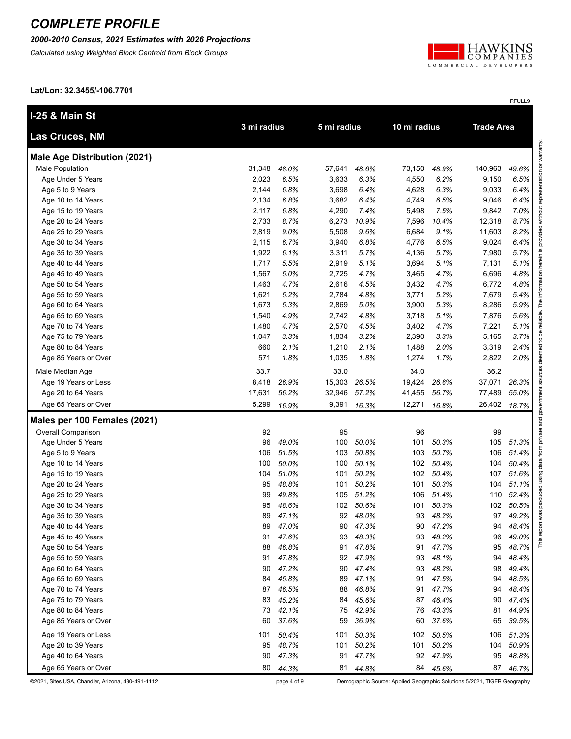# COMPLETE PROFILE

***2000-2010 Census, 2021 Estimates with 2026 Projections***

*Calculated using Weighted Block Centroid from Block Groups*

**Lat/Lon: 32.3455/-106.7701**

RFULL9

| I-25 & Main St<br>Las Cruces, NM | 3 mi radius | | 5 mi radius | | 10 mi radius | | Trade Area | |
|---|---|---|---|---|---|---|---|---|
| **Male Age Distribution (2021)** | | | | | | | | |
| Male Population | 31,348 | *48.0%* | 57,641 | *48.6%* | 73,150 | *48.9%* | 140,963 | *49.6%* |
| Age Under 5 Years | 2,023 | *6.5%* | 3,633 | *6.3%* | 4,550 | *6.2%* | 9,150 | *6.5%* |
| Age 5 to 9 Years | 2,144 | *6.8%* | 3,698 | *6.4%* | 4,628 | *6.3%* | 9,033 | *6.4%* |
| Age 10 to 14 Years | 2,134 | *6.8%* | 3,682 | *6.4%* | 4,749 | *6.5%* | 9,046 | *6.4%* |
| Age 15 to 19 Years | 2,117 | *6.8%* | 4,290 | *7.4%* | 5,498 | *7.5%* | 9,842 | *7.0%* |
| Age 20 to 24 Years | 2,733 | *8.7%* | 6,273 | *10.9%* | 7,596 | *10.4%* | 12,318 | *8.7%* |
| Age 25 to 29 Years | 2,819 | *9.0%* | 5,508 | *9.6%* | 6,684 | *9.1%* | 11,603 | *8.2%* |
| Age 30 to 34 Years | 2,115 | *6.7%* | 3,940 | *6.8%* | 4,776 | *6.5%* | 9,024 | *6.4%* |
| Age 35 to 39 Years | 1,922 | *6.1%* | 3,311 | *5.7%* | 4,136 | *5.7%* | 7,980 | *5.7%* |
| Age 40 to 44 Years | 1,717 | *5.5%* | 2,919 | *5.1%* | 3,694 | *5.1%* | 7,131 | *5.1%* |
| Age 45 to 49 Years | 1,567 | *5.0%* | 2,725 | *4.7%* | 3,465 | *4.7%* | 6,696 | *4.8%* |
| Age 50 to 54 Years | 1,463 | *4.7%* | 2,616 | *4.5%* | 3,432 | *4.7%* | 6,772 | *4.8%* |
| Age 55 to 59 Years | 1,621 | *5.2%* | 2,784 | *4.8%* | 3,771 | *5.2%* | 7,679 | *5.4%* |
| Age 60 to 64 Years | 1,673 | *5.3%* | 2,869 | *5.0%* | 3,900 | *5.3%* | 8,286 | *5.9%* |
| Age 65 to 69 Years | 1,540 | *4.9%* | 2,742 | *4.8%* | 3,718 | *5.1%* | 7,876 | *5.6%* |
| Age 70 to 74 Years | 1,480 | *4.7%* | 2,570 | *4.5%* | 3,402 | *4.7%* | 7,221 | *5.1%* |
| Age 75 to 79 Years | 1,047 | *3.3%* | 1,834 | *3.2%* | 2,390 | *3.3%* | 5,165 | *3.7%* |
| Age 80 to 84 Years | 660 | *2.1%* | 1,210 | *2.1%* | 1,488 | *2.0%* | 3,319 | *2.4%* |
| Age 85 Years or Over | 571 | *1.8%* | 1,035 | *1.8%* | 1,274 | *1.7%* | 2,822 | *2.0%* |
| Male Median Age | 33.7 | | 33.0 | | 34.0 | | 36.2 | |
| Age 19 Years or Less | 8,418 | *26.9%* | 15,303 | *26.5%* | 19,424 | *26.6%* | 37,071 | *26.3%* |
| Age 20 to 64 Years | 17,631 | *56.2%* | 32,946 | *57.2%* | 41,455 | *56.7%* | 77,489 | *55.0%* |
| Age 65 Years or Over | 5,299 | *16.9%* | 9,391 | *16.3%* | 12,271 | *16.8%* | 26,402 | *18.7%* |
| **Males per 100 Females (2021)** | | | | | | | | |
| Overall Comparison | 92 | | 95 | | 96 | | 99 | |
| Age Under 5 Years | 96 | *49.0%* | 100 | *50.0%* | 101 | *50.3%* | 105 | *51.3%* |
| Age 5 to 9 Years | 106 | *51.5%* | 103 | *50.8%* | 103 | *50.7%* | 106 | *51.4%* |
| Age 10 to 14 Years | 100 | *50.0%* | 100 | *50.1%* | 102 | *50.4%* | 104 | *50.4%* |
| Age 15 to 19 Years | 104 | *51.0%* | 101 | *50.2%* | 102 | *50.4%* | 107 | *51.6%* |
| Age 20 to 24 Years | 95 | *48.8%* | 101 | *50.2%* | 101 | *50.3%* | 104 | *51.1%* |
| Age 25 to 29 Years | 99 | *49.8%* | 105 | *51.2%* | 106 | *51.4%* | 110 | *52.4%* |
| Age 30 to 34 Years | 95 | *48.6%* | 102 | *50.6%* | 101 | *50.3%* | 102 | *50.5%* |
| Age 35 to 39 Years | 89 | *47.1%* | 92 | *48.0%* | 93 | *48.2%* | 97 | *49.2%* |
| Age 40 to 44 Years | 89 | *47.0%* | 90 | *47.3%* | 90 | *47.2%* | 94 | *48.4%* |
| Age 45 to 49 Years | 91 | *47.6%* | 93 | *48.3%* | 93 | *48.2%* | 96 | *49.0%* |
| Age 50 to 54 Years | 88 | *46.8%* | 91 | *47.8%* | 91 | *47.7%* | 95 | *48.7%* |
| Age 55 to 59 Years | 91 | *47.8%* | 92 | *47.9%* | 93 | *48.1%* | 94 | *48.4%* |
| Age 60 to 64 Years | 90 | *47.2%* | 90 | *47.4%* | 93 | *48.2%* | 98 | *49.4%* |
| Age 65 to 69 Years | 84 | *45.8%* | 89 | *47.1%* | 91 | *47.5%* | 94 | *48.5%* |
| Age 70 to 74 Years | 87 | *46.5%* | 88 | *46.8%* | 91 | *47.7%* | 94 | *48.4%* |
| Age 75 to 79 Years | 83 | *45.2%* | 84 | *45.6%* | 87 | *46.4%* | 90 | *47.4%* |
| Age 80 to 84 Years | 73 | *42.1%* | 75 | *42.9%* | 76 | *43.3%* | 81 | *44.9%* |
| Age 85 Years or Over | 60 | *37.6%* | 59 | *36.9%* | 60 | *37.6%* | 65 | *39.5%* |
| Age 19 Years or Less | 101 | *50.4%* | 101 | *50.3%* | 102 | *50.5%* | 106 | *51.3%* |
| Age 20 to 39 Years | 95 | *48.7%* | 101 | *50.2%* | 101 | *50.2%* | 104 | *50.9%* |
| Age 40 to 64 Years | 90 | *47.3%* | 91 | *47.7%* | 92 | *47.9%* | 95 | *48.8%* |
| Age 65 Years or Over | 80 | *44.3%* | 81 | *44.8%* | 84 | *45.6%* | 87 | *46.7%* |

This report was produced using data from private and government sources deemed to be reliable. The information herein is provided without representation or warranty.

©2021, Sites USA, Chandler, Arizona, 480-491-1112

Demographic Source: Applied Geographic Solutions 5/2021, TIGER Geography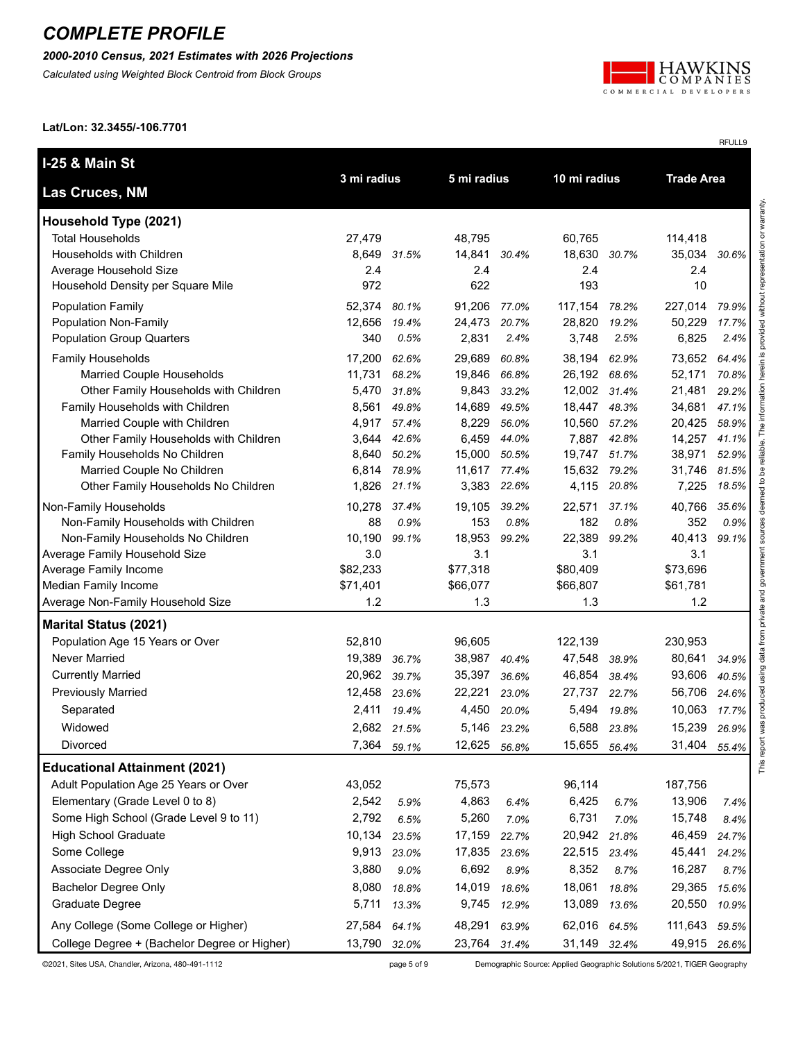# COMPLETE PROFILE

***2000-2010 Census, 2021 Estimates with 2026 Projections***

*Calculated using Weighted Block Centroid from Block Groups*

**Lat/Lon: 32.3455/-106.7701**

RFULL9

| **I-25 & Main St** **Las Cruces, NM** | **3 mi radius** | | **5 mi radius** | | **10 mi radius** | | **Trade Area** | |
|---|---|---|---|---|---|---|---|---|
| **Household Type (2021)** | | | | | | | | |
| Total Households | 27,479 | | 48,795 | | 60,765 | | 114,418 | |
| Households with Children | 8,649 | *31.5%* | 14,841 | *30.4%* | 18,630 | *30.7%* | 35,034 | *30.6%* |
| Average Household Size | 2.4 | | 2.4 | | 2.4 | | 2.4 | |
| Household Density per Square Mile | 972 | | 622 | | 193 | | 10 | |
| Population Family | 52,374 | *80.1%* | 91,206 | *77.0%* | 117,154 | *78.2%* | 227,014 | *79.9%* |
| Population Non-Family | 12,656 | *19.4%* | 24,473 | *20.7%* | 28,820 | *19.2%* | 50,229 | *17.7%* |
| Population Group Quarters | 340 | *0.5%* | 2,831 | *2.4%* | 3,748 | *2.5%* | 6,825 | *2.4%* |
| Family Households | 17,200 | *62.6%* | 29,689 | *60.8%* | 38,194 | *62.9%* | 73,652 | *64.4%* |
| Married Couple Households | 11,731 | *68.2%* | 19,846 | *66.8%* | 26,192 | *68.6%* | 52,171 | *70.8%* |
| Other Family Households with Children | 5,470 | *31.8%* | 9,843 | *33.2%* | 12,002 | *31.4%* | 21,481 | *29.2%* |
| Family Households with Children | 8,561 | *49.8%* | 14,689 | *49.5%* | 18,447 | *48.3%* | 34,681 | *47.1%* |
| Married Couple with Children | 4,917 | *57.4%* | 8,229 | *56.0%* | 10,560 | *57.2%* | 20,425 | *58.9%* |
| Other Family Households with Children | 3,644 | *42.6%* | 6,459 | *44.0%* | 7,887 | *42.8%* | 14,257 | *41.1%* |
| Family Households No Children | 8,640 | *50.2%* | 15,000 | *50.5%* | 19,747 | *51.7%* | 38,971 | *52.9%* |
| Married Couple No Children | 6,814 | *78.9%* | 11,617 | *77.4%* | 15,632 | *79.2%* | 31,746 | *81.5%* |
| Other Family Households No Children | 1,826 | *21.1%* | 3,383 | *22.6%* | 4,115 | *20.8%* | 7,225 | *18.5%* |
| Non-Family Households | 10,278 | *37.4%* | 19,105 | *39.2%* | 22,571 | *37.1%* | 40,766 | *35.6%* |
| Non-Family Households with Children | 88 | *0.9%* | 153 | *0.8%* | 182 | *0.8%* | 352 | *0.9%* |
| Non-Family Households No Children | 10,190 | *99.1%* | 18,953 | *99.2%* | 22,389 | *99.2%* | 40,413 | *99.1%* |
| Average Family Household Size | 3.0 | | 3.1 | | 3.1 | | 3.1 | |
| Average Family Income | $82,233 | | $77,318 | | $80,409 | | $73,696 | |
| Median Family Income | $71,401 | | $66,077 | | $66,807 | | $61,781 | |
| Average Non-Family Household Size | 1.2 | | 1.3 | | 1.3 | | 1.2 | |
| **Marital Status (2021)** | | | | | | | | |
| Population Age 15 Years or Over | 52,810 | | 96,605 | | 122,139 | | 230,953 | |
| Never Married | 19,389 | *36.7%* | 38,987 | *40.4%* | 47,548 | *38.9%* | 80,641 | *34.9%* |
| Currently Married | 20,962 | *39.7%* | 35,397 | *36.6%* | 46,854 | *38.4%* | 93,606 | *40.5%* |
| Previously Married | 12,458 | *23.6%* | 22,221 | *23.0%* | 27,737 | *22.7%* | 56,706 | *24.6%* |
| Separated | 2,411 | *19.4%* | 4,450 | *20.0%* | 5,494 | *19.8%* | 10,063 | *17.7%* |
| Widowed | 2,682 | *21.5%* | 5,146 | *23.2%* | 6,588 | *23.8%* | 15,239 | *26.9%* |
| Divorced | 7,364 | *59.1%* | 12,625 | *56.8%* | 15,655 | *56.4%* | 31,404 | *55.4%* |
| **Educational Attainment (2021)** | | | | | | | | |
| Adult Population Age 25 Years or Over | 43,052 | | 75,573 | | 96,114 | | 187,756 | |
| Elementary (Grade Level 0 to 8) | 2,542 | *5.9%* | 4,863 | *6.4%* | 6,425 | *6.7%* | 13,906 | *7.4%* |
| Some High School (Grade Level 9 to 11) | 2,792 | *6.5%* | 5,260 | *7.0%* | 6,731 | *7.0%* | 15,748 | *8.4%* |
| High School Graduate | 10,134 | *23.5%* | 17,159 | *22.7%* | 20,942 | *21.8%* | 46,459 | *24.7%* |
| Some College | 9,913 | *23.0%* | 17,835 | *23.6%* | 22,515 | *23.4%* | 45,441 | *24.2%* |
| Associate Degree Only | 3,880 | *9.0%* | 6,692 | *8.9%* | 8,352 | *8.7%* | 16,287 | *8.7%* |
| Bachelor Degree Only | 8,080 | *18.8%* | 14,019 | *18.6%* | 18,061 | *18.8%* | 29,365 | *15.6%* |
| Graduate Degree | 5,711 | *13.3%* | 9,745 | *12.9%* | 13,089 | *13.6%* | 20,550 | *10.9%* |
| Any College (Some College or Higher) | 27,584 | *64.1%* | 48,291 | *63.9%* | 62,016 | *64.5%* | 111,643 | *59.5%* |
| College Degree + (Bachelor Degree or Higher) | 13,790 | *32.0%* | 23,764 | *31.4%* | 31,149 | *32.4%* | 49,915 | *26.6%* |

This report was produced using data from private and government sources deemed to be reliable. The information herein is provided without representation or warranty.

©2021, Sites USA, Chandler, Arizona, 480-491-1112 | Demographic Source: Applied Geographic Solutions 5/2021, TIGER Geography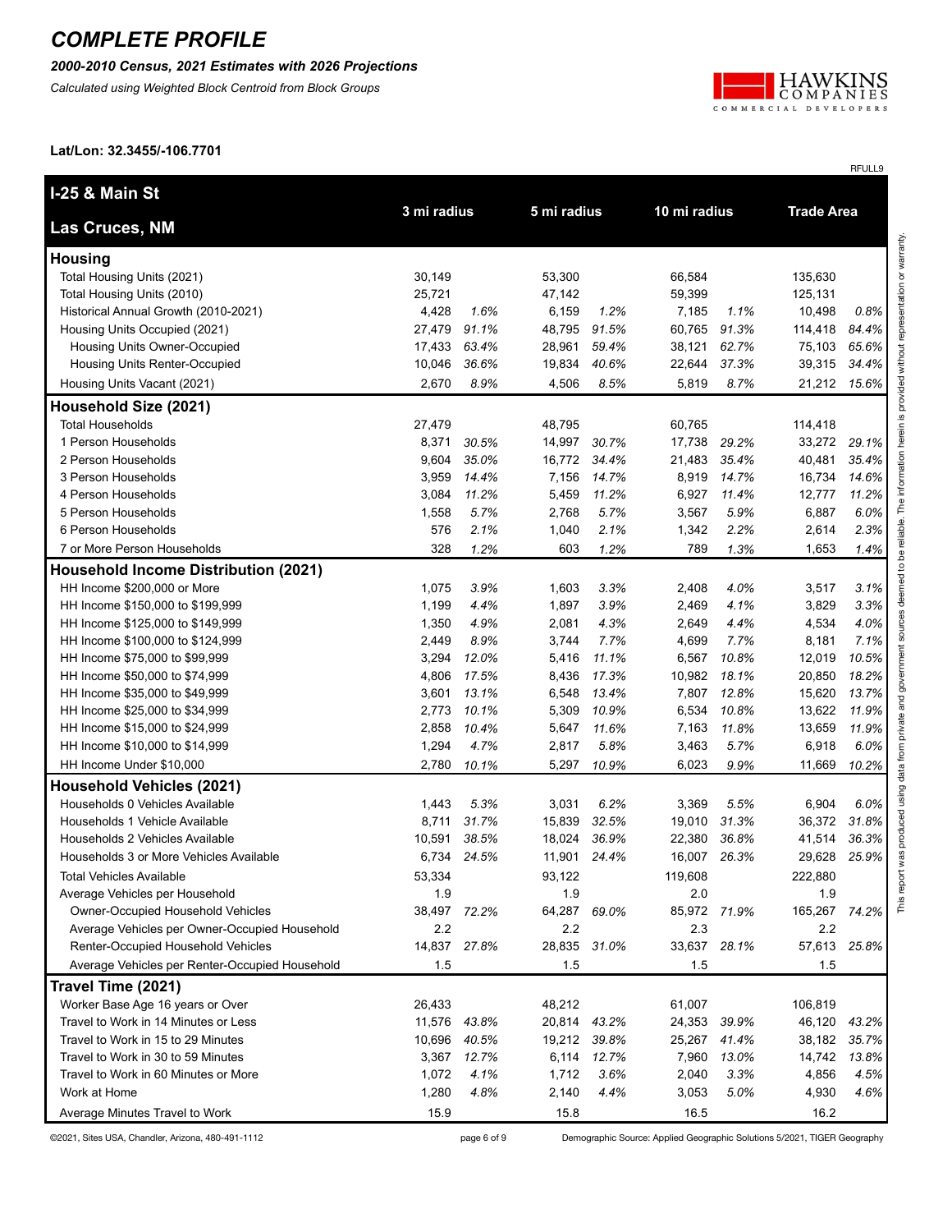# COMPLETE PROFILE

***2000-2010 Census, 2021 Estimates with 2026 Projections***

*Calculated using Weighted Block Centroid from Block Groups*

**Lat/Lon: 32.3455/-106.7701**

RFULL9

| I-25 & Main St<br>Las Cruces, NM | 3 mi radius | | 5 mi radius | | 10 mi radius | | Trade Area | |
|---|---|---|---|---|---|---|---|---|
| **Housing** | | | | | | | | |
| Total Housing Units (2021) | 30,149 | | 53,300 | | 66,584 | | 135,630 | |
| Total Housing Units (2010) | 25,721 | | 47,142 | | 59,399 | | 125,131 | |
| Historical Annual Growth (2010-2021) | 4,428 | *1.6%* | 6,159 | *1.2%* | 7,185 | *1.1%* | 10,498 | *0.8%* |
| Housing Units Occupied (2021) | 27,479 | *91.1%* | 48,795 | *91.5%* | 60,765 | *91.3%* | 114,418 | *84.4%* |
| Housing Units Owner-Occupied | 17,433 | *63.4%* | 28,961 | *59.4%* | 38,121 | *62.7%* | 75,103 | *65.6%* |
| Housing Units Renter-Occupied | 10,046 | *36.6%* | 19,834 | *40.6%* | 22,644 | *37.3%* | 39,315 | *34.4%* |
| Housing Units Vacant (2021) | 2,670 | *8.9%* | 4,506 | *8.5%* | 5,819 | *8.7%* | 21,212 | *15.6%* |
| **Household Size (2021)** | | | | | | | | |
| Total Households | 27,479 | | 48,795 | | 60,765 | | 114,418 | |
| 1 Person Households | 8,371 | *30.5%* | 14,997 | *30.7%* | 17,738 | *29.2%* | 33,272 | *29.1%* |
| 2 Person Households | 9,604 | *35.0%* | 16,772 | *34.4%* | 21,483 | *35.4%* | 40,481 | *35.4%* |
| 3 Person Households | 3,959 | *14.4%* | 7,156 | *14.7%* | 8,919 | *14.7%* | 16,734 | *14.6%* |
| 4 Person Households | 3,084 | *11.2%* | 5,459 | *11.2%* | 6,927 | *11.4%* | 12,777 | *11.2%* |
| 5 Person Households | 1,558 | *5.7%* | 2,768 | *5.7%* | 3,567 | *5.9%* | 6,887 | *6.0%* |
| 6 Person Households | 576 | *2.1%* | 1,040 | *2.1%* | 1,342 | *2.2%* | 2,614 | *2.3%* |
| 7 or More Person Households | 328 | *1.2%* | 603 | *1.2%* | 789 | *1.3%* | 1,653 | *1.4%* |
| **Household Income Distribution (2021)** | | | | | | | | |
| HH Income $200,000 or More | 1,075 | *3.9%* | 1,603 | *3.3%* | 2,408 | *4.0%* | 3,517 | *3.1%* |
| HH Income $150,000 to $199,999 | 1,199 | *4.4%* | 1,897 | *3.9%* | 2,469 | *4.1%* | 3,829 | *3.3%* |
| HH Income $125,000 to $149,999 | 1,350 | *4.9%* | 2,081 | *4.3%* | 2,649 | *4.4%* | 4,534 | *4.0%* |
| HH Income $100,000 to $124,999 | 2,449 | *8.9%* | 3,744 | *7.7%* | 4,699 | *7.7%* | 8,181 | *7.1%* |
| HH Income $75,000 to $99,999 | 3,294 | *12.0%* | 5,416 | *11.1%* | 6,567 | *10.8%* | 12,019 | *10.5%* |
| HH Income $50,000 to $74,999 | 4,806 | *17.5%* | 8,436 | *17.3%* | 10,982 | *18.1%* | 20,850 | *18.2%* |
| HH Income $35,000 to $49,999 | 3,601 | *13.1%* | 6,548 | *13.4%* | 7,807 | *12.8%* | 15,620 | *13.7%* |
| HH Income $25,000 to $34,999 | 2,773 | *10.1%* | 5,309 | *10.9%* | 6,534 | *10.8%* | 13,622 | *11.9%* |
| HH Income $15,000 to $24,999 | 2,858 | *10.4%* | 5,647 | *11.6%* | 7,163 | *11.8%* | 13,659 | *11.9%* |
| HH Income $10,000 to $14,999 | 1,294 | *4.7%* | 2,817 | *5.8%* | 3,463 | *5.7%* | 6,918 | *6.0%* |
| HH Income Under $10,000 | 2,780 | *10.1%* | 5,297 | *10.9%* | 6,023 | *9.9%* | 11,669 | *10.2%* |
| **Household Vehicles (2021)** | | | | | | | | |
| Households 0 Vehicles Available | 1,443 | *5.3%* | 3,031 | *6.2%* | 3,369 | *5.5%* | 6,904 | *6.0%* |
| Households 1 Vehicle Available | 8,711 | *31.7%* | 15,839 | *32.5%* | 19,010 | *31.3%* | 36,372 | *31.8%* |
| Households 2 Vehicles Available | 10,591 | *38.5%* | 18,024 | *36.9%* | 22,380 | *36.8%* | 41,514 | *36.3%* |
| Households 3 or More Vehicles Available | 6,734 | *24.5%* | 11,901 | *24.4%* | 16,007 | *26.3%* | 29,628 | *25.9%* |
| Total Vehicles Available | 53,334 | | 93,122 | | 119,608 | | 222,880 | |
| Average Vehicles per Household | 1.9 | | 1.9 | | 2.0 | | 1.9 | |
| Owner-Occupied Household Vehicles | 38,497 | *72.2%* | 64,287 | *69.0%* | 85,972 | *71.9%* | 165,267 | *74.2%* |
| Average Vehicles per Owner-Occupied Household | 2.2 | | 2.2 | | 2.3 | | 2.2 | |
| Renter-Occupied Household Vehicles | 14,837 | *27.8%* | 28,835 | *31.0%* | 33,637 | *28.1%* | 57,613 | *25.8%* |
| Average Vehicles per Renter-Occupied Household | 1.5 | | 1.5 | | 1.5 | | 1.5 | |
| **Travel Time (2021)** | | | | | | | | |
| Worker Base Age 16 years or Over | 26,433 | | 48,212 | | 61,007 | | 106,819 | |
| Travel to Work in 14 Minutes or Less | 11,576 | *43.8%* | 20,814 | *43.2%* | 24,353 | *39.9%* | 46,120 | *43.2%* |
| Travel to Work in 15 to 29 Minutes | 10,696 | *40.5%* | 19,212 | *39.8%* | 25,267 | *41.4%* | 38,182 | *35.7%* |
| Travel to Work in 30 to 59 Minutes | 3,367 | *12.7%* | 6,114 | *12.7%* | 7,960 | *13.0%* | 14,742 | *13.8%* |
| Travel to Work in 60 Minutes or More | 1,072 | *4.1%* | 1,712 | *3.6%* | 2,040 | *3.3%* | 4,856 | *4.5%* |
| Work at Home | 1,280 | *4.8%* | 2,140 | *4.4%* | 3,053 | *5.0%* | 4,930 | *4.6%* |
| Average Minutes Travel to Work | 15.9 | | 15.8 | | 16.5 | | 16.2 | |

This report was produced using data from private and government sources deemed to be reliable. The information herein is provided without representation or warranty.

©2021, Sites USA, Chandler, Arizona, 480-491-1112

Demographic Source: Applied Geographic Solutions 5/2021, TIGER Geography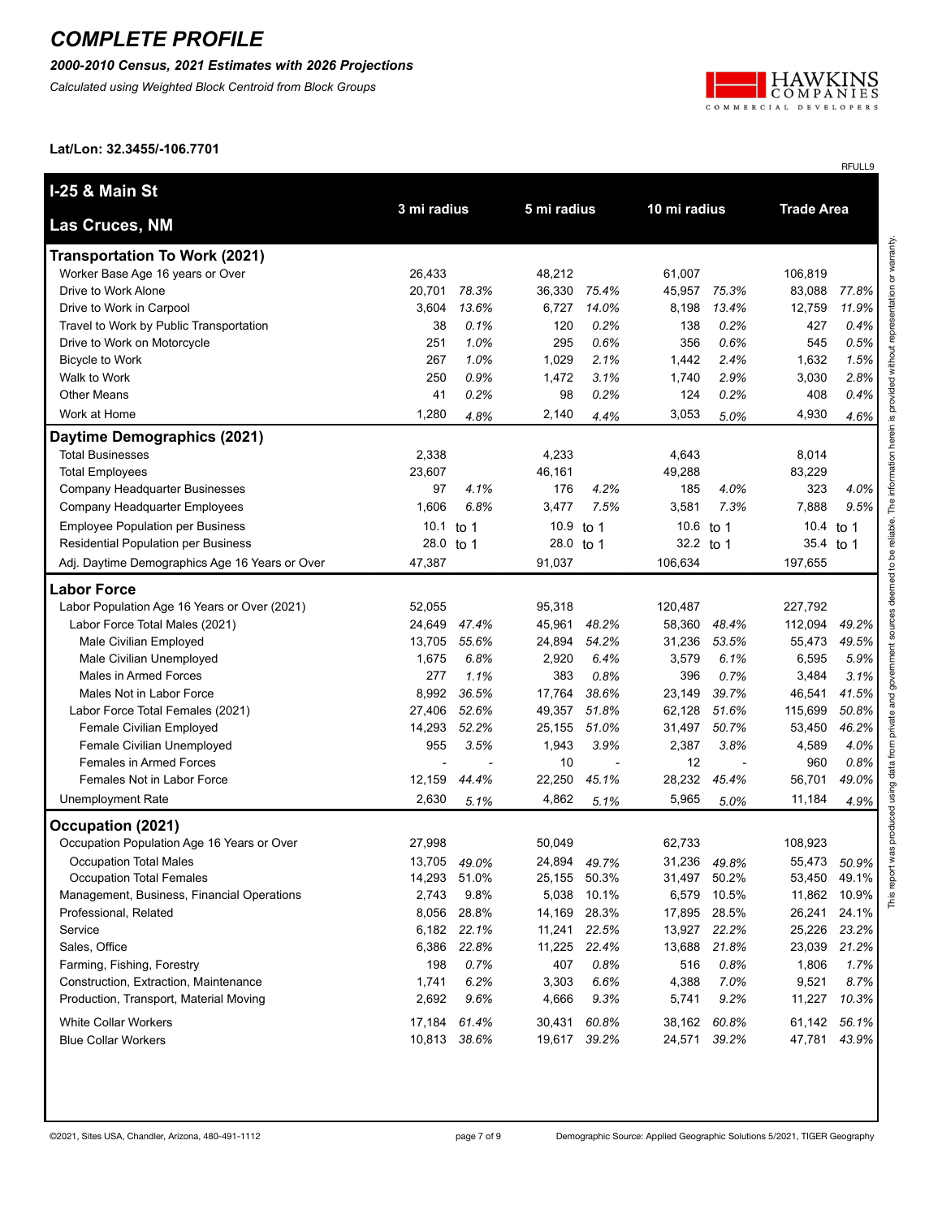# COMPLETE PROFILE

***2000-2010 Census, 2021 Estimates with 2026 Projections***

*Calculated using Weighted Block Centroid from Block Groups*

**Lat/Lon: 32.3455/-106.7701**

RFULL9

| I-25 & Main St<br>Las Cruces, NM | 3 mi radius | | 5 mi radius | | 10 mi radius | | Trade Area | |
|---|---|---|---|---|---|---|---|---|
| **Transportation To Work (2021)** | | | | | | | | |
| Worker Base Age 16 years or Over | 26,433 | | 48,212 | | 61,007 | | 106,819 | |
| Drive to Work Alone | 20,701 | *78.3%* | 36,330 | *75.4%* | 45,957 | *75.3%* | 83,088 | *77.8%* |
| Drive to Work in Carpool | 3,604 | *13.6%* | 6,727 | *14.0%* | 8,198 | *13.4%* | 12,759 | *11.9%* |
| Travel to Work by Public Transportation | 38 | *0.1%* | 120 | *0.2%* | 138 | *0.2%* | 427 | *0.4%* |
| Drive to Work on Motorcycle | 251 | *1.0%* | 295 | *0.6%* | 356 | *0.6%* | 545 | *0.5%* |
| Bicycle to Work | 267 | *1.0%* | 1,029 | *2.1%* | 1,442 | *2.4%* | 1,632 | *1.5%* |
| Walk to Work | 250 | *0.9%* | 1,472 | *3.1%* | 1,740 | *2.9%* | 3,030 | *2.8%* |
| Other Means | 41 | *0.2%* | 98 | *0.2%* | 124 | *0.2%* | 408 | *0.4%* |
| Work at Home | 1,280 | *4.8%* | 2,140 | *4.4%* | 3,053 | *5.0%* | 4,930 | *4.6%* |
| **Daytime Demographics (2021)** | | | | | | | | |
| Total Businesses | 2,338 | | 4,233 | | 4,643 | | 8,014 | |
| Total Employees | 23,607 | | 46,161 | | 49,288 | | 83,229 | |
| Company Headquarter Businesses | 97 | *4.1%* | 176 | *4.2%* | 185 | *4.0%* | 323 | *4.0%* |
| Company Headquarter Employees | 1,606 | *6.8%* | 3,477 | *7.5%* | 3,581 | *7.3%* | 7,888 | *9.5%* |
| Employee Population per Business | 10.1 | to 1 | 10.9 | to 1 | 10.6 | to 1 | 10.4 | to 1 |
| Residential Population per Business | 28.0 | to 1 | 28.0 | to 1 | 32.2 | to 1 | 35.4 | to 1 |
| Adj. Daytime Demographics Age 16 Years or Over | 47,387 | | 91,037 | | 106,634 | | 197,655 | |
| **Labor Force** | | | | | | | | |
| Labor Population Age 16 Years or Over (2021) | 52,055 | | 95,318 | | 120,487 | | 227,792 | |
| Labor Force Total Males (2021) | 24,649 | *47.4%* | 45,961 | *48.2%* | 58,360 | *48.4%* | 112,094 | *49.2%* |
| Male Civilian Employed | 13,705 | *55.6%* | 24,894 | *54.2%* | 31,236 | *53.5%* | 55,473 | *49.5%* |
| Male Civilian Unemployed | 1,675 | *6.8%* | 2,920 | *6.4%* | 3,579 | *6.1%* | 6,595 | *5.9%* |
| Males in Armed Forces | 277 | *1.1%* | 383 | *0.8%* | 396 | *0.7%* | 3,484 | *3.1%* |
| Males Not in Labor Force | 8,992 | *36.5%* | 17,764 | *38.6%* | 23,149 | *39.7%* | 46,541 | *41.5%* |
| Labor Force Total Females (2021) | 27,406 | *52.6%* | 49,357 | *51.8%* | 62,128 | *51.6%* | 115,699 | *50.8%* |
| Female Civilian Employed | 14,293 | *52.2%* | 25,155 | *51.0%* | 31,497 | *50.7%* | 53,450 | *46.2%* |
| Female Civilian Unemployed | 955 | *3.5%* | 1,943 | *3.9%* | 2,387 | *3.8%* | 4,589 | *4.0%* |
| Females in Armed Forces | - | - | 10 | - | 12 | - | 960 | *0.8%* |
| Females Not in Labor Force | 12,159 | *44.4%* | 22,250 | *45.1%* | 28,232 | *45.4%* | 56,701 | *49.0%* |
| Unemployment Rate | 2,630 | *5.1%* | 4,862 | *5.1%* | 5,965 | *5.0%* | 11,184 | *4.9%* |
| **Occupation (2021)** | | | | | | | | |
| Occupation Population Age 16 Years or Over | 27,998 | | 50,049 | | 62,733 | | 108,923 | |
| Occupation Total Males | 13,705 | *49.0%* | 24,894 | *49.7%* | 31,236 | *49.8%* | 55,473 | *50.9%* |
| Occupation Total Females | 14,293 | 51.0% | 25,155 | 50.3% | 31,497 | 50.2% | 53,450 | 49.1% |
| Management, Business, Financial Operations | 2,743 | 9.8% | 5,038 | 10.1% | 6,579 | 10.5% | 11,862 | 10.9% |
| Professional, Related | 8,056 | 28.8% | 14,169 | 28.3% | 17,895 | 28.5% | 26,241 | 24.1% |
| Service | 6,182 | *22.1%* | 11,241 | *22.5%* | 13,927 | *22.2%* | 25,226 | *23.2%* |
| Sales, Office | 6,386 | *22.8%* | 11,225 | *22.4%* | 13,688 | *21.8%* | 23,039 | *21.2%* |
| Farming, Fishing, Forestry | 198 | *0.7%* | 407 | *0.8%* | 516 | *0.8%* | 1,806 | *1.7%* |
| Construction, Extraction, Maintenance | 1,741 | *6.2%* | 3,303 | *6.6%* | 4,388 | *7.0%* | 9,521 | *8.7%* |
| Production, Transport, Material Moving | 2,692 | *9.6%* | 4,666 | *9.3%* | 5,741 | *9.2%* | 11,227 | *10.3%* |
| White Collar Workers | 17,184 | *61.4%* | 30,431 | *60.8%* | 38,162 | *60.8%* | 61,142 | *56.1%* |
| Blue Collar Workers | 10,813 | *38.6%* | 19,617 | *39.2%* | 24,571 | *39.2%* | 47,781 | *43.9%* |

This report was produced using data from private and government sources deemed to be reliable. The information herein is provided without representation or warranty.

©2021, Sites USA, Chandler, Arizona, 480-491-1112

Demographic Source: Applied Geographic Solutions 5/2021, TIGER Geography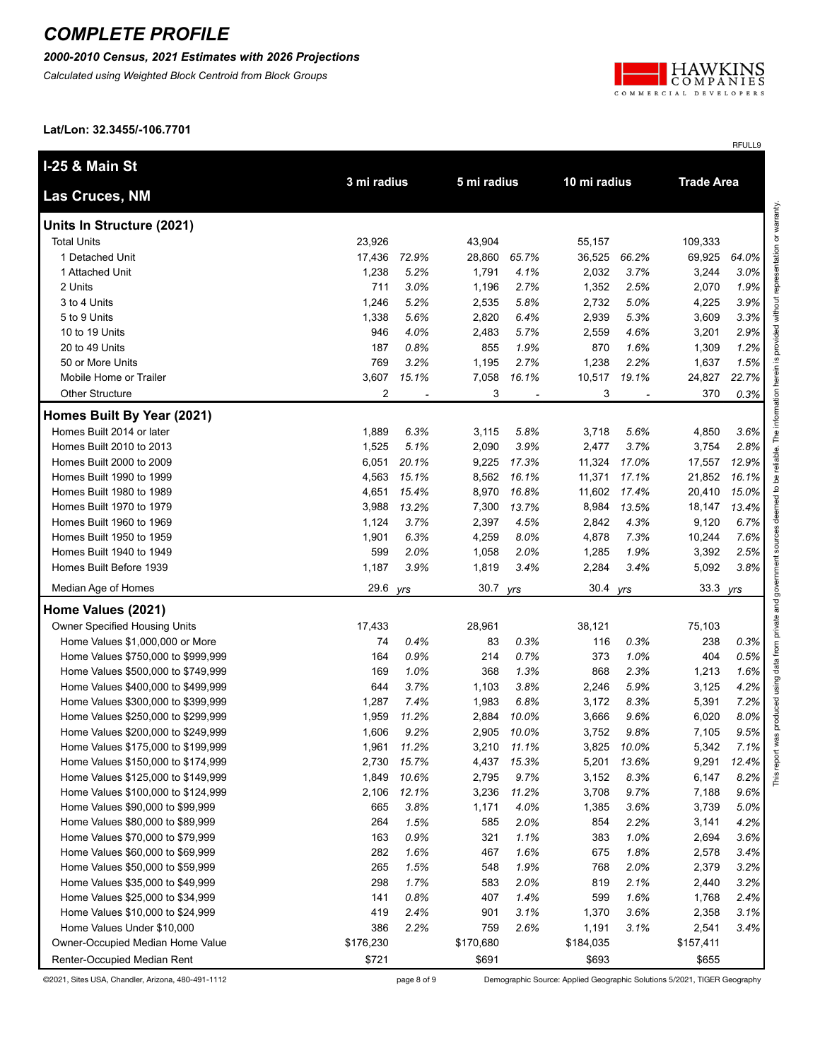# COMPLETE PROFILE

***2000-2010 Census, 2021 Estimates with 2026 Projections***

*Calculated using Weighted Block Centroid from Block Groups*

**Lat/Lon: 32.3455/-106.7701**

RFULL9

| **I-25 & Main St** **Las Cruces, NM** | **3 mi radius** | | **5 mi radius** | | **10 mi radius** | | **Trade Area** | |
|---|---|---|---|---|---|---|---|---|
| **Units In Structure (2021)** | | | | | | | | |
| Total Units | 23,926 | | 43,904 | | 55,157 | | 109,333 | |
| 1 Detached Unit | 17,436 | *72.9%* | 28,860 | *65.7%* | 36,525 | *66.2%* | 69,925 | *64.0%* |
| 1 Attached Unit | 1,238 | *5.2%* | 1,791 | *4.1%* | 2,032 | *3.7%* | 3,244 | *3.0%* |
| 2 Units | 711 | *3.0%* | 1,196 | *2.7%* | 1,352 | *2.5%* | 2,070 | *1.9%* |
| 3 to 4 Units | 1,246 | *5.2%* | 2,535 | *5.8%* | 2,732 | *5.0%* | 4,225 | *3.9%* |
| 5 to 9 Units | 1,338 | *5.6%* | 2,820 | *6.4%* | 2,939 | *5.3%* | 3,609 | *3.3%* |
| 10 to 19 Units | 946 | *4.0%* | 2,483 | *5.7%* | 2,559 | *4.6%* | 3,201 | *2.9%* |
| 20 to 49 Units | 187 | *0.8%* | 855 | *1.9%* | 870 | *1.6%* | 1,309 | *1.2%* |
| 50 or More Units | 769 | *3.2%* | 1,195 | *2.7%* | 1,238 | *2.2%* | 1,637 | *1.5%* |
| Mobile Home or Trailer | 3,607 | *15.1%* | 7,058 | *16.1%* | 10,517 | *19.1%* | 24,827 | *22.7%* |
| Other Structure | 2 | - | 3 | - | 3 | - | 370 | *0.3%* |
| **Homes Built By Year (2021)** | | | | | | | | |
| Homes Built 2014 or later | 1,889 | *6.3%* | 3,115 | *5.8%* | 3,718 | *5.6%* | 4,850 | *3.6%* |
| Homes Built 2010 to 2013 | 1,525 | *5.1%* | 2,090 | *3.9%* | 2,477 | *3.7%* | 3,754 | *2.8%* |
| Homes Built 2000 to 2009 | 6,051 | *20.1%* | 9,225 | *17.3%* | 11,324 | *17.0%* | 17,557 | *12.9%* |
| Homes Built 1990 to 1999 | 4,563 | *15.1%* | 8,562 | *16.1%* | 11,371 | *17.1%* | 21,852 | *16.1%* |
| Homes Built 1980 to 1989 | 4,651 | *15.4%* | 8,970 | *16.8%* | 11,602 | *17.4%* | 20,410 | *15.0%* |
| Homes Built 1970 to 1979 | 3,988 | *13.2%* | 7,300 | *13.7%* | 8,984 | *13.5%* | 18,147 | *13.4%* |
| Homes Built 1960 to 1969 | 1,124 | *3.7%* | 2,397 | *4.5%* | 2,842 | *4.3%* | 9,120 | *6.7%* |
| Homes Built 1950 to 1959 | 1,901 | *6.3%* | 4,259 | *8.0%* | 4,878 | *7.3%* | 10,244 | *7.6%* |
| Homes Built 1940 to 1949 | 599 | *2.0%* | 1,058 | *2.0%* | 1,285 | *1.9%* | 3,392 | *2.5%* |
| Homes Built Before 1939 | 1,187 | *3.9%* | 1,819 | *3.4%* | 2,284 | *3.4%* | 5,092 | *3.8%* |
| Median Age of Homes | 29.6 | *yrs* | 30.7 | *yrs* | 30.4 | *yrs* | 33.3 | *yrs* |
| **Home Values (2021)** | | | | | | | | |
| Owner Specified Housing Units | 17,433 | | 28,961 | | 38,121 | | 75,103 | |
| Home Values $1,000,000 or More | 74 | *0.4%* | 83 | *0.3%* | 116 | *0.3%* | 238 | *0.3%* |
| Home Values $750,000 to $999,999 | 164 | *0.9%* | 214 | *0.7%* | 373 | *1.0%* | 404 | *0.5%* |
| Home Values $500,000 to $749,999 | 169 | *1.0%* | 368 | *1.3%* | 868 | *2.3%* | 1,213 | *1.6%* |
| Home Values $400,000 to $499,999 | 644 | *3.7%* | 1,103 | *3.8%* | 2,246 | *5.9%* | 3,125 | *4.2%* |
| Home Values $300,000 to $399,999 | 1,287 | *7.4%* | 1,983 | *6.8%* | 3,172 | *8.3%* | 5,391 | *7.2%* |
| Home Values $250,000 to $299,999 | 1,959 | *11.2%* | 2,884 | *10.0%* | 3,666 | *9.6%* | 6,020 | *8.0%* |
| Home Values $200,000 to $249,999 | 1,606 | *9.2%* | 2,905 | *10.0%* | 3,752 | *9.8%* | 7,105 | *9.5%* |
| Home Values $175,000 to $199,999 | 1,961 | *11.2%* | 3,210 | *11.1%* | 3,825 | *10.0%* | 5,342 | *7.1%* |
| Home Values $150,000 to $174,999 | 2,730 | *15.7%* | 4,437 | *15.3%* | 5,201 | *13.6%* | 9,291 | *12.4%* |
| Home Values $125,000 to $149,999 | 1,849 | *10.6%* | 2,795 | *9.7%* | 3,152 | *8.3%* | 6,147 | *8.2%* |
| Home Values $100,000 to $124,999 | 2,106 | *12.1%* | 3,236 | *11.2%* | 3,708 | *9.7%* | 7,188 | *9.6%* |
| Home Values $90,000 to $99,999 | 665 | *3.8%* | 1,171 | *4.0%* | 1,385 | *3.6%* | 3,739 | *5.0%* |
| Home Values $80,000 to $89,999 | 264 | *1.5%* | 585 | *2.0%* | 854 | *2.2%* | 3,141 | *4.2%* |
| Home Values $70,000 to $79,999 | 163 | *0.9%* | 321 | *1.1%* | 383 | *1.0%* | 2,694 | *3.6%* |
| Home Values $60,000 to $69,999 | 282 | *1.6%* | 467 | *1.6%* | 675 | *1.8%* | 2,578 | *3.4%* |
| Home Values $50,000 to $59,999 | 265 | *1.5%* | 548 | *1.9%* | 768 | *2.0%* | 2,379 | *3.2%* |
| Home Values $35,000 to $49,999 | 298 | *1.7%* | 583 | *2.0%* | 819 | *2.1%* | 2,440 | *3.2%* |
| Home Values $25,000 to $34,999 | 141 | *0.8%* | 407 | *1.4%* | 599 | *1.6%* | 1,768 | *2.4%* |
| Home Values $10,000 to $24,999 | 419 | *2.4%* | 901 | *3.1%* | 1,370 | *3.6%* | 2,358 | *3.1%* |
| Home Values Under $10,000 | 386 | *2.2%* | 759 | *2.6%* | 1,191 | *3.1%* | 2,541 | *3.4%* |
| Owner-Occupied Median Home Value | $176,230 | | $170,680 | | $184,035 | | $157,411 | |
| Renter-Occupied Median Rent | $721 | | $691 | | $693 | | $655 | |

This report was produced using data from private and government sources deemed to be reliable. The information herein is provided without representation or warranty.

©2021, Sites USA, Chandler, Arizona, 480-491-1112

Demographic Source: Applied Geographic Solutions 5/2021, TIGER Geography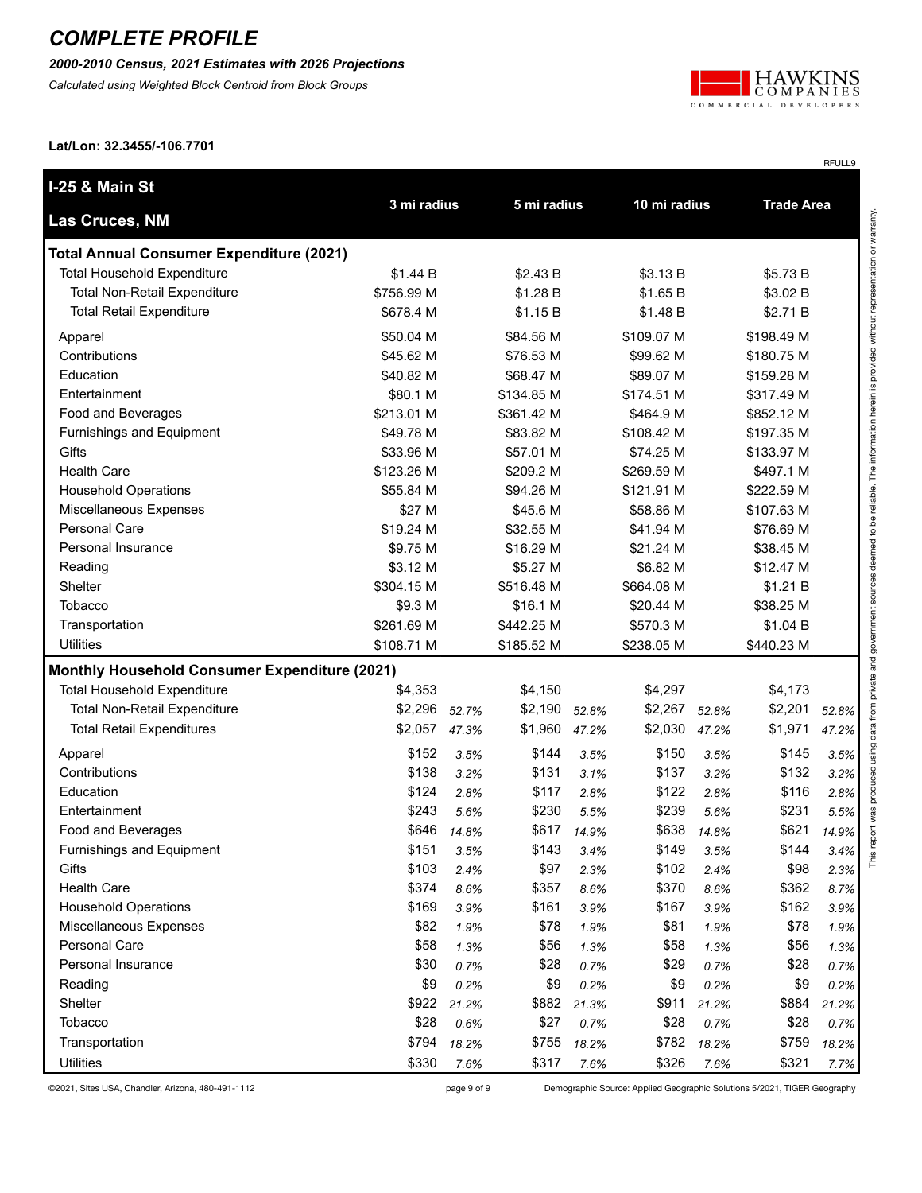# COMPLETE PROFILE

***2000-2010 Census, 2021 Estimates with 2026 Projections***

*Calculated using Weighted Block Centroid from Block Groups*

HAWKINS COMPANIES COMMERCIAL DEVELOPERS

**Lat/Lon: 32.3455/-106.7701**

RFULL9

| I-25 & Main St Las Cruces, NM | 3 mi radius | | 5 mi radius | | 10 mi radius | | Trade Area | |
|---|---|---|---|---|---|---|---|---|
| **Total Annual Consumer Expenditure (2021)** | | | | | | | | |
| Total Household Expenditure | $1.44 B | | $2.43 B | | $3.13 B | | $5.73 B | |
| Total Non-Retail Expenditure | $756.99 M | | $1.28 B | | $1.65 B | | $3.02 B | |
| Total Retail Expenditure | $678.4 M | | $1.15 B | | $1.48 B | | $2.71 B | |
| Apparel | $50.04 M | | $84.56 M | | $109.07 M | | $198.49 M | |
| Contributions | $45.62 M | | $76.53 M | | $99.62 M | | $180.75 M | |
| Education | $40.82 M | | $68.47 M | | $89.07 M | | $159.28 M | |
| Entertainment | $80.1 M | | $134.85 M | | $174.51 M | | $317.49 M | |
| Food and Beverages | $213.01 M | | $361.42 M | | $464.9 M | | $852.12 M | |
| Furnishings and Equipment | $49.78 M | | $83.82 M | | $108.42 M | | $197.35 M | |
| Gifts | $33.96 M | | $57.01 M | | $74.25 M | | $133.97 M | |
| Health Care | $123.26 M | | $209.2 M | | $269.59 M | | $497.1 M | |
| Household Operations | $55.84 M | | $94.26 M | | $121.91 M | | $222.59 M | |
| Miscellaneous Expenses | $27 M | | $45.6 M | | $58.86 M | | $107.63 M | |
| Personal Care | $19.24 M | | $32.55 M | | $41.94 M | | $76.69 M | |
| Personal Insurance | $9.75 M | | $16.29 M | | $21.24 M | | $38.45 M | |
| Reading | $3.12 M | | $5.27 M | | $6.82 M | | $12.47 M | |
| Shelter | $304.15 M | | $516.48 M | | $664.08 M | | $1.21 B | |
| Tobacco | $9.3 M | | $16.1 M | | $20.44 M | | $38.25 M | |
| Transportation | $261.69 M | | $442.25 M | | $570.3 M | | $1.04 B | |
| Utilities | $108.71 M | | $185.52 M | | $238.05 M | | $440.23 M | |
| **Monthly Household Consumer Expenditure (2021)** | | | | | | | | |
| Total Household Expenditure | $4,353 | | $4,150 | | $4,297 | | $4,173 | |
| Total Non-Retail Expenditure | $2,296 | *52.7%* | $2,190 | *52.8%* | $2,267 | *52.8%* | $2,201 | *52.8%* |
| Total Retail Expenditures | $2,057 | *47.3%* | $1,960 | *47.2%* | $2,030 | *47.2%* | $1,971 | *47.2%* |
| Apparel | $152 | *3.5%* | $144 | *3.5%* | $150 | *3.5%* | $145 | *3.5%* |
| Contributions | $138 | *3.2%* | $131 | *3.1%* | $137 | *3.2%* | $132 | *3.2%* |
| Education | $124 | *2.8%* | $117 | *2.8%* | $122 | *2.8%* | $116 | *2.8%* |
| Entertainment | $243 | *5.6%* | $230 | *5.5%* | $239 | *5.6%* | $231 | *5.5%* |
| Food and Beverages | $646 | *14.8%* | $617 | *14.9%* | $638 | *14.8%* | $621 | *14.9%* |
| Furnishings and Equipment | $151 | *3.5%* | $143 | *3.4%* | $149 | *3.5%* | $144 | *3.4%* |
| Gifts | $103 | *2.4%* | $97 | *2.3%* | $102 | *2.4%* | $98 | *2.3%* |
| Health Care | $374 | *8.6%* | $357 | *8.6%* | $370 | *8.6%* | $362 | *8.7%* |
| Household Operations | $169 | *3.9%* | $161 | *3.9%* | $167 | *3.9%* | $162 | *3.9%* |
| Miscellaneous Expenses | $82 | *1.9%* | $78 | *1.9%* | $81 | *1.9%* | $78 | *1.9%* |
| Personal Care | $58 | *1.3%* | $56 | *1.3%* | $58 | *1.3%* | $56 | *1.3%* |
| Personal Insurance | $30 | *0.7%* | $28 | *0.7%* | $29 | *0.7%* | $28 | *0.7%* |
| Reading | $9 | *0.2%* | $9 | *0.2%* | $9 | *0.2%* | $9 | *0.2%* |
| Shelter | $922 | *21.2%* | $882 | *21.3%* | $911 | *21.2%* | $884 | *21.2%* |
| Tobacco | $28 | *0.6%* | $27 | *0.7%* | $28 | *0.7%* | $28 | *0.7%* |
| Transportation | $794 | *18.2%* | $755 | *18.2%* | $782 | *18.2%* | $759 | *18.2%* |
| Utilities | $330 | *7.6%* | $317 | *7.6%* | $326 | *7.6%* | $321 | *7.7%* |

This report was produced using data from private and government sources deemed to be reliable. The information herein is provided without representation or warranty.

©2021, Sites USA, Chandler, Arizona, 480-491-1112

Demographic Source: Applied Geographic Solutions 5/2021, TIGER Geography